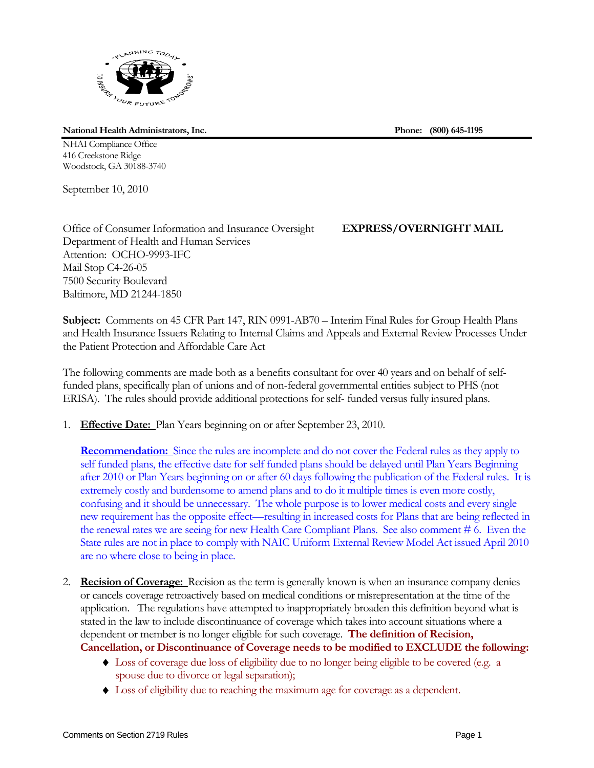National Health Administrators, Inc. Phone: (800) 645-1195

NHAI Compliance Office
416 Creekstone Ridge
Woodstock, GA 30188-3740

September 10, 2010

Office of Consumer Information and Insurance Oversight **EXPRESS/OVERNIGHT MAIL**
Department of Health and Human Services
Attention: OCHO-9993-IFC
Mail Stop C4-26-05
7500 Security Boulevard
Baltimore, MD 21244-1850

**Subject:** Comments on 45 CFR Part 147, RIN 0991-AB70 – Interim Final Rules for Group Health Plans and Health Insurance Issuers Relating to Internal Claims and Appeals and External Review Processes Under the Patient Protection and Affordable Care Act

The following comments are made both as a benefits consultant for over 40 years and on behalf of self-funded plans, specifically plan of unions and of non-federal governmental entities subject to PHS (not ERISA). The rules should provide additional protections for self- funded versus fully insured plans.

1. **Effective Date:** Plan Years beginning on or after September 23, 2010.

   **Recommendation:** Since the rules are incomplete and do not cover the Federal rules as they apply to self funded plans, the effective date for self funded plans should be delayed until Plan Years Beginning after 2010 or Plan Years beginning on or after 60 days following the publication of the Federal rules. It is extremely costly and burdensome to amend plans and to do it multiple times is even more costly, confusing and it should be unnecessary. The whole purpose is to lower medical costs and every single new requirement has the opposite effect—resulting in increased costs for Plans that are being reflected in the renewal rates we are seeing for new Health Care Compliant Plans. See also comment # 6. Even the State rules are not in place to comply with NAIC Uniform External Review Model Act issued April 2010 are no where close to being in place.

2. **Recision of Coverage:** Recision as the term is generally known is when an insurance company denies or cancels coverage retroactively based on medical conditions or misrepresentation at the time of the application. The regulations have attempted to inappropriately broaden this definition beyond what is stated in the law to include discontinuance of coverage which takes into account situations where a dependent or member is no longer eligible for such coverage. **The definition of Recision, Cancellation, or Discontinuance of Coverage needs to be modified to EXCLUDE the following:**
   - Loss of coverage due loss of eligibility due to no longer being eligible to be covered (e.g. a spouse due to divorce or legal separation);
   - Loss of eligibility due to reaching the maximum age for coverage as a dependent.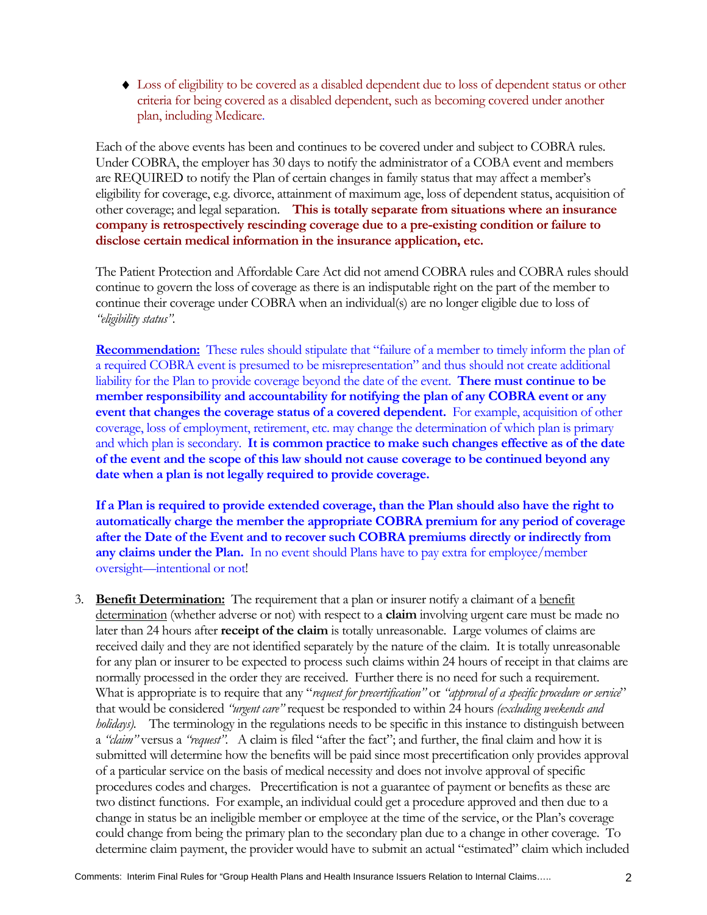- Loss of eligibility to be covered as a disabled dependent due to loss of dependent status or other criteria for being covered as a disabled dependent, such as becoming covered under another plan, including Medicare.

Each of the above events has been and continues to be covered under and subject to COBRA rules. Under COBRA, the employer has 30 days to notify the administrator of a COBA event and members are REQUIRED to notify the Plan of certain changes in family status that may affect a member's eligibility for coverage, e.g. divorce, attainment of maximum age, loss of dependent status, acquisition of other coverage; and legal separation. **This is totally separate from situations where an insurance company is retrospectively rescinding coverage due to a pre-existing condition or failure to disclose certain medical information in the insurance application, etc.**

The Patient Protection and Affordable Care Act did not amend COBRA rules and COBRA rules should continue to govern the loss of coverage as there is an indisputable right on the part of the member to continue their coverage under COBRA when an individual(s) are no longer eligible due to loss of *"eligibility status"*.

**Recommendation:** These rules should stipulate that "failure of a member to timely inform the plan of a required COBRA event is presumed to be misrepresentation" and thus should not create additional liability for the Plan to provide coverage beyond the date of the event. **There must continue to be member responsibility and accountability for notifying the plan of any COBRA event or any event that changes the coverage status of a covered dependent.** For example, acquisition of other coverage, loss of employment, retirement, etc. may change the determination of which plan is primary and which plan is secondary. **It is common practice to make such changes effective as of the date of the event and the scope of this law should not cause coverage to be continued beyond any date when a plan is not legally required to provide coverage.**

**If a Plan is required to provide extended coverage, than the Plan should also have the right to automatically charge the member the appropriate COBRA premium for any period of coverage after the Date of the Event and to recover such COBRA premiums directly or indirectly from any claims under the Plan.** In no event should Plans have to pay extra for employee/member oversight—intentional or not!

3. **Benefit Determination:** The requirement that a plan or insurer notify a claimant of a benefit determination (whether adverse or not) with respect to a **claim** involving urgent care must be made no later than 24 hours after **receipt of the claim** is totally unreasonable. Large volumes of claims are received daily and they are not identified separately by the nature of the claim. It is totally unreasonable for any plan or insurer to be expected to process such claims within 24 hours of receipt in that claims are normally processed in the order they are received. Further there is no need for such a requirement. What is appropriate is to require that any "*request for precertification"* or *"approval of a specific procedure or service*" that would be considered *"urgent care"* request be responded to within 24 hours *(excluding weekends and holidays)*. The terminology in the regulations needs to be specific in this instance to distinguish between a *"claim"* versus a *"request"*. A claim is filed "after the fact"; and further, the final claim and how it is submitted will determine how the benefits will be paid since most precertification only provides approval of a particular service on the basis of medical necessity and does not involve approval of specific procedures codes and charges. Precertification is not a guarantee of payment or benefits as these are two distinct functions. For example, an individual could get a procedure approved and then due to a change in status be an ineligible member or employee at the time of the service, or the Plan's coverage could change from being the primary plan to the secondary plan due to a change in other coverage. To determine claim payment, the provider would have to submit an actual "estimated" claim which included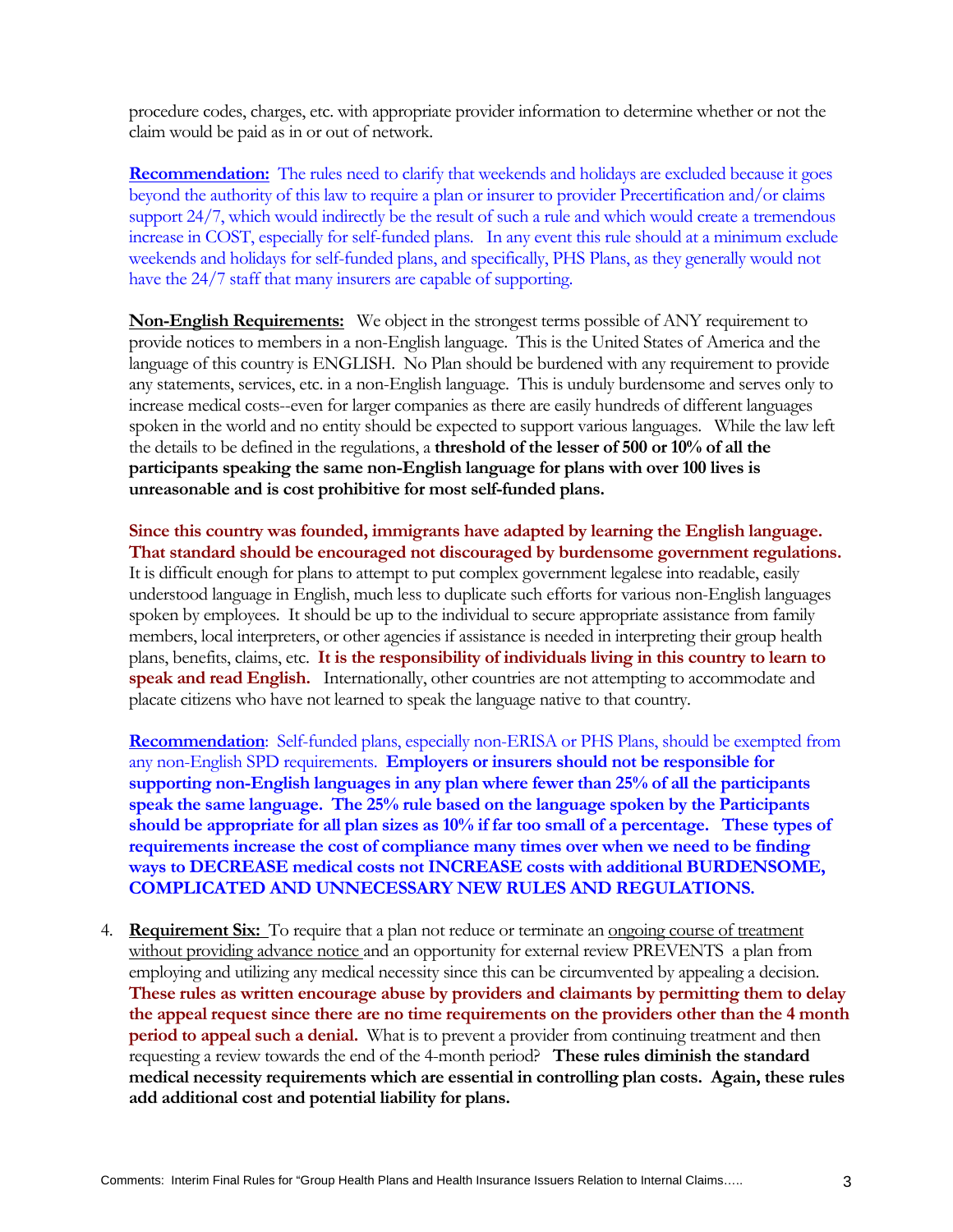procedure codes, charges, etc. with appropriate provider information to determine whether or not the claim would be paid as in or out of network.

**Recommendation:** The rules need to clarify that weekends and holidays are excluded because it goes beyond the authority of this law to require a plan or insurer to provider Precertification and/or claims support 24/7, which would indirectly be the result of such a rule and which would create a tremendous increase in COST, especially for self-funded plans. In any event this rule should at a minimum exclude weekends and holidays for self-funded plans, and specifically, PHS Plans, as they generally would not have the 24/7 staff that many insurers are capable of supporting.

**Non-English Requirements:** We object in the strongest terms possible of ANY requirement to provide notices to members in a non-English language. This is the United States of America and the language of this country is ENGLISH. No Plan should be burdened with any requirement to provide any statements, services, etc. in a non-English language. This is unduly burdensome and serves only to increase medical costs--even for larger companies as there are easily hundreds of different languages spoken in the world and no entity should be expected to support various languages. While the law left the details to be defined in the regulations, a **threshold of the lesser of 500 or 10% of all the participants speaking the same non-English language for plans with over 100 lives is unreasonable and is cost prohibitive for most self-funded plans.**

**Since this country was founded, immigrants have adapted by learning the English language. That standard should be encouraged not discouraged by burdensome government regulations.** It is difficult enough for plans to attempt to put complex government legalese into readable, easily understood language in English, much less to duplicate such efforts for various non-English languages spoken by employees. It should be up to the individual to secure appropriate assistance from family members, local interpreters, or other agencies if assistance is needed in interpreting their group health plans, benefits, claims, etc. **It is the responsibility of individuals living in this country to learn to speak and read English.** Internationally, other countries are not attempting to accommodate and placate citizens who have not learned to speak the language native to that country.

**Recommendation**: Self-funded plans, especially non-ERISA or PHS Plans, should be exempted from any non-English SPD requirements. **Employers or insurers should not be responsible for supporting non-English languages in any plan where fewer than 25% of all the participants speak the same language. The 25% rule based on the language spoken by the Participants should be appropriate for all plan sizes as 10% if far too small of a percentage. These types of requirements increase the cost of compliance many times over when we need to be finding ways to DECREASE medical costs not INCREASE costs with additional BURDENSOME, COMPLICATED AND UNNECESSARY NEW RULES AND REGULATIONS.**

4. **Requirement Six:** To require that a plan not reduce or terminate an ongoing course of treatment without providing advance notice and an opportunity for external review PREVENTS a plan from employing and utilizing any medical necessity since this can be circumvented by appealing a decision. **These rules as written encourage abuse by providers and claimants by permitting them to delay the appeal request since there are no time requirements on the providers other than the 4 month period to appeal such a denial.** What is to prevent a provider from continuing treatment and then requesting a review towards the end of the 4-month period? **These rules diminish the standard medical necessity requirements which are essential in controlling plan costs. Again, these rules add additional cost and potential liability for plans.**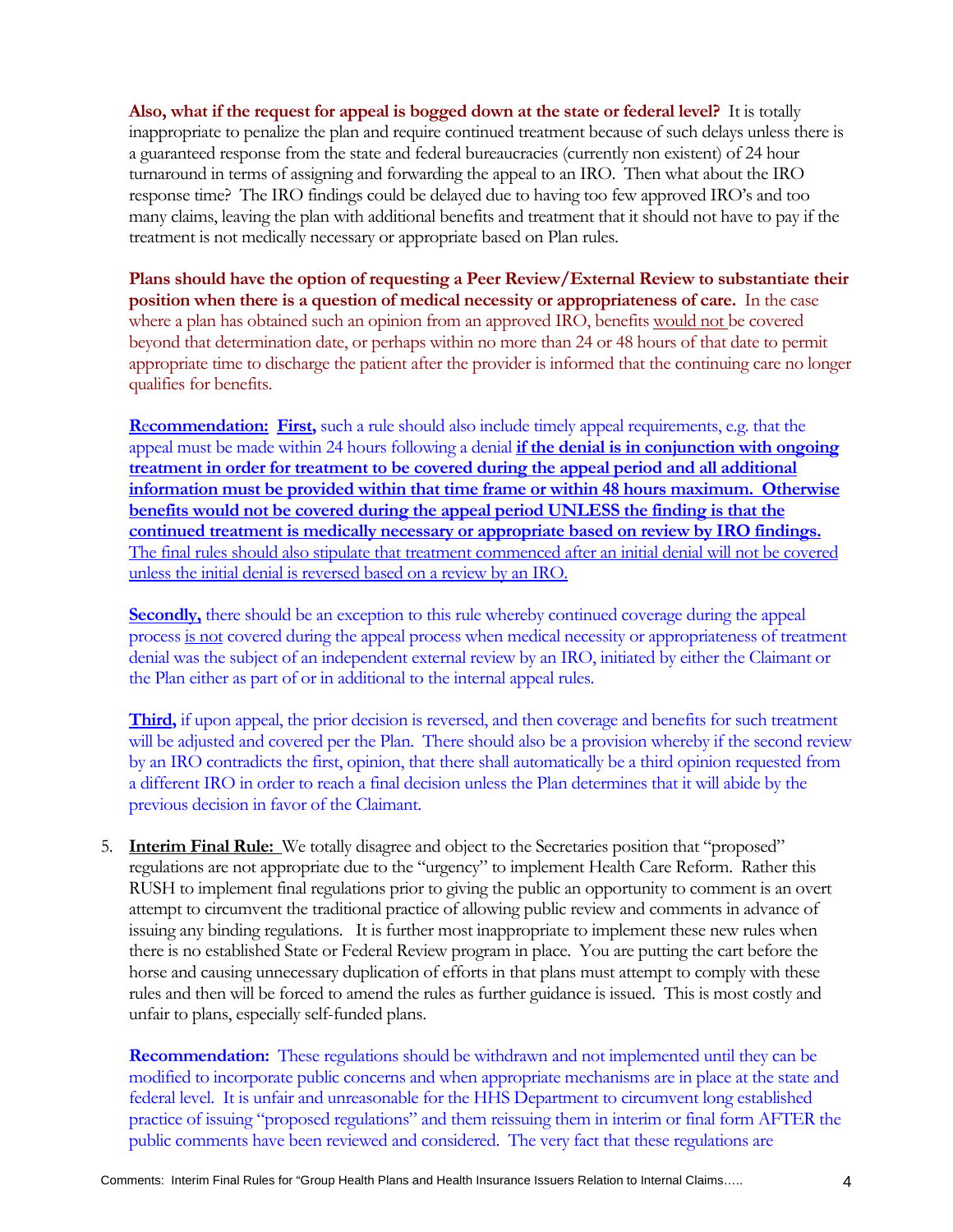**Also, what if the request for appeal is bogged down at the state or federal level?** It is totally inappropriate to penalize the plan and require continued treatment because of such delays unless there is a guaranteed response from the state and federal bureaucracies (currently non existent) of 24 hour turnaround in terms of assigning and forwarding the appeal to an IRO. Then what about the IRO response time? The IRO findings could be delayed due to having too few approved IRO's and too many claims, leaving the plan with additional benefits and treatment that it should not have to pay if the treatment is not medically necessary or appropriate based on Plan rules.

**Plans should have the option of requesting a Peer Review/External Review to substantiate their position when there is a question of medical necessity or appropriateness of care.** In the case where a plan has obtained such an opinion from an approved IRO, benefits <u>would not</u> be covered beyond that determination date, or perhaps within no more than 24 or 48 hours of that date to permit appropriate time to discharge the patient after the provider is informed that the continuing care no longer qualifies for benefits.

**<u>Recommendation:</u>** **<u>First,</u>** such a rule should also include timely appeal requirements, e.g. that the appeal must be made within 24 hours following a denial **<u>if the denial is in conjunction with ongoing treatment in order for treatment to be covered during the appeal period and all additional information must be provided within that time frame or within 48 hours maximum. Otherwise benefits would not be covered during the appeal period UNLESS the finding is that the continued treatment is medically necessary or appropriate based on review by IRO findings.</u>** <u>The final rules should also stipulate that treatment commenced after an initial denial will not be covered unless the initial denial is reversed based on a review by an IRO.</u>

**<u>Secondly,</u>** there should be an exception to this rule whereby continued coverage during the appeal process <u>is not</u> covered during the appeal process when medical necessity or appropriateness of treatment denial was the subject of an independent external review by an IRO, initiated by either the Claimant or the Plan either as part of or in additional to the internal appeal rules.

**<u>Third,</u>** if upon appeal, the prior decision is reversed, and then coverage and benefits for such treatment will be adjusted and covered per the Plan. There should also be a provision whereby if the second review by an IRO contradicts the first, opinion, that there shall automatically be a third opinion requested from a different IRO in order to reach a final decision unless the Plan determines that it will abide by the previous decision in favor of the Claimant.

5. **<u>Interim Final Rule:</u>** We totally disagree and object to the Secretaries position that "proposed" regulations are not appropriate due to the "urgency" to implement Health Care Reform. Rather this RUSH to implement final regulations prior to giving the public an opportunity to comment is an overt attempt to circumvent the traditional practice of allowing public review and comments in advance of issuing any binding regulations. It is further most inappropriate to implement these new rules when there is no established State or Federal Review program in place. You are putting the cart before the horse and causing unnecessary duplication of efforts in that plans must attempt to comply with these rules and then will be forced to amend the rules as further guidance is issued. This is most costly and unfair to plans, especially self-funded plans.

   **Recommendation:** These regulations should be withdrawn and not implemented until they can be modified to incorporate public concerns and when appropriate mechanisms are in place at the state and federal level. It is unfair and unreasonable for the HHS Department to circumvent long established practice of issuing "proposed regulations" and them reissuing them in interim or final form AFTER the public comments have been reviewed and considered. The very fact that these regulations are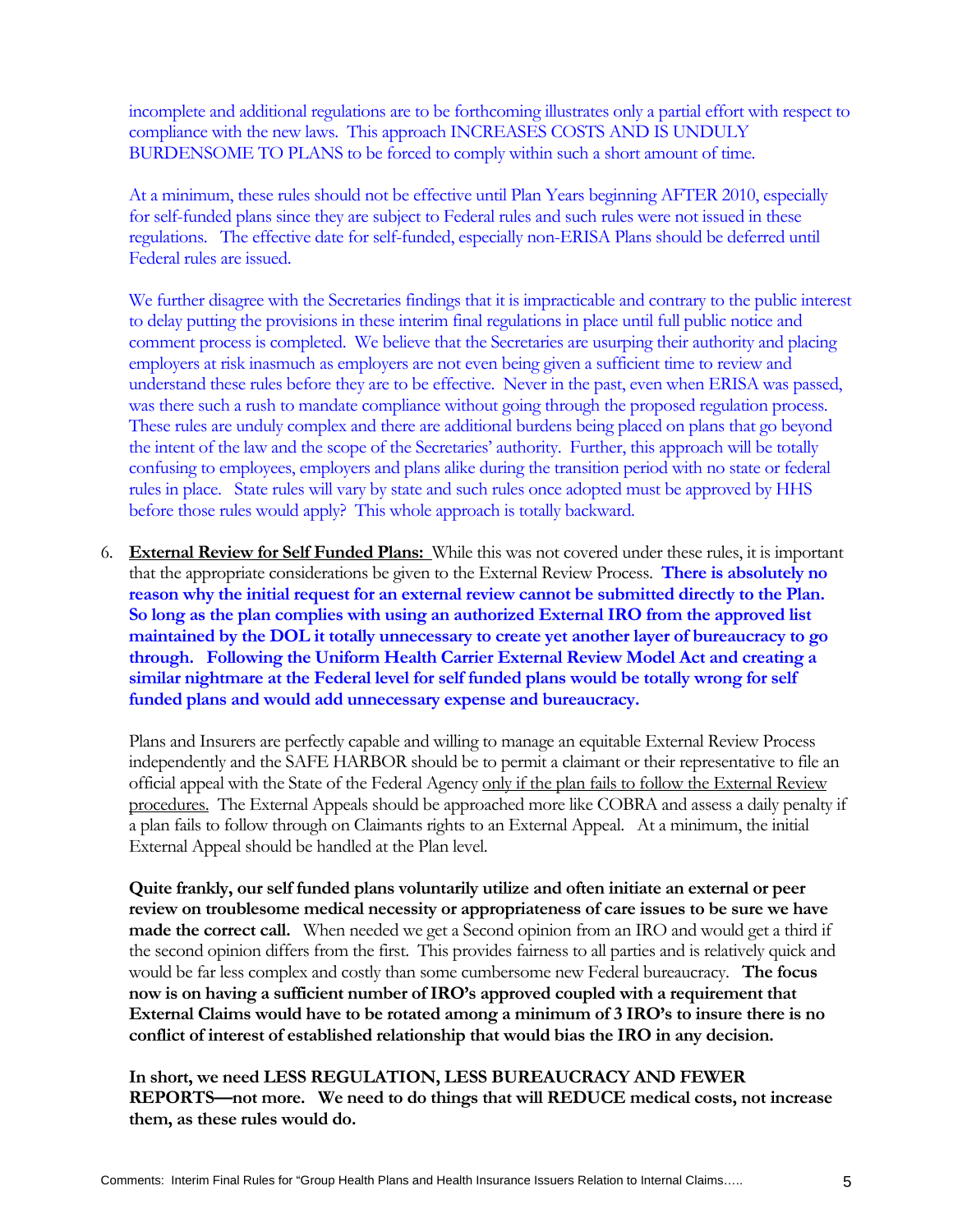incomplete and additional regulations are to be forthcoming illustrates only a partial effort with respect to compliance with the new laws. This approach INCREASES COSTS AND IS UNDULY BURDENSOME TO PLANS to be forced to comply within such a short amount of time.

At a minimum, these rules should not be effective until Plan Years beginning AFTER 2010, especially for self-funded plans since they are subject to Federal rules and such rules were not issued in these regulations. The effective date for self-funded, especially non-ERISA Plans should be deferred until Federal rules are issued.

We further disagree with the Secretaries findings that it is impracticable and contrary to the public interest to delay putting the provisions in these interim final regulations in place until full public notice and comment process is completed. We believe that the Secretaries are usurping their authority and placing employers at risk inasmuch as employers are not even being given a sufficient time to review and understand these rules before they are to be effective. Never in the past, even when ERISA was passed, was there such a rush to mandate compliance without going through the proposed regulation process. These rules are unduly complex and there are additional burdens being placed on plans that go beyond the intent of the law and the scope of the Secretaries' authority. Further, this approach will be totally confusing to employees, employers and plans alike during the transition period with no state or federal rules in place. State rules will vary by state and such rules once adopted must be approved by HHS before those rules would apply? This whole approach is totally backward.

6. **External Review for Self Funded Plans:** While this was not covered under these rules, it is important that the appropriate considerations be given to the External Review Process. **There is absolutely no reason why the initial request for an external review cannot be submitted directly to the Plan. So long as the plan complies with using an authorized External IRO from the approved list maintained by the DOL it totally unnecessary to create yet another layer of bureaucracy to go through. Following the Uniform Health Carrier External Review Model Act and creating a similar nightmare at the Federal level for self funded plans would be totally wrong for self funded plans and would add unnecessary expense and bureaucracy.**

   Plans and Insurers are perfectly capable and willing to manage an equitable External Review Process independently and the SAFE HARBOR should be to permit a claimant or their representative to file an official appeal with the State of the Federal Agency only if the plan fails to follow the External Review procedures. The External Appeals should be approached more like COBRA and assess a daily penalty if a plan fails to follow through on Claimants rights to an External Appeal. At a minimum, the initial External Appeal should be handled at the Plan level.

   **Quite frankly, our self funded plans voluntarily utilize and often initiate an external or peer review on troublesome medical necessity or appropriateness of care issues to be sure we have made the correct call.** When needed we get a Second opinion from an IRO and would get a third if the second opinion differs from the first. This provides fairness to all parties and is relatively quick and would be far less complex and costly than some cumbersome new Federal bureaucracy. **The focus now is on having a sufficient number of IRO's approved coupled with a requirement that External Claims would have to be rotated among a minimum of 3 IRO's to insure there is no conflict of interest of established relationship that would bias the IRO in any decision.**

   **In short, we need LESS REGULATION, LESS BUREAUCRACY AND FEWER REPORTS—not more. We need to do things that will REDUCE medical costs, not increase them, as these rules would do.**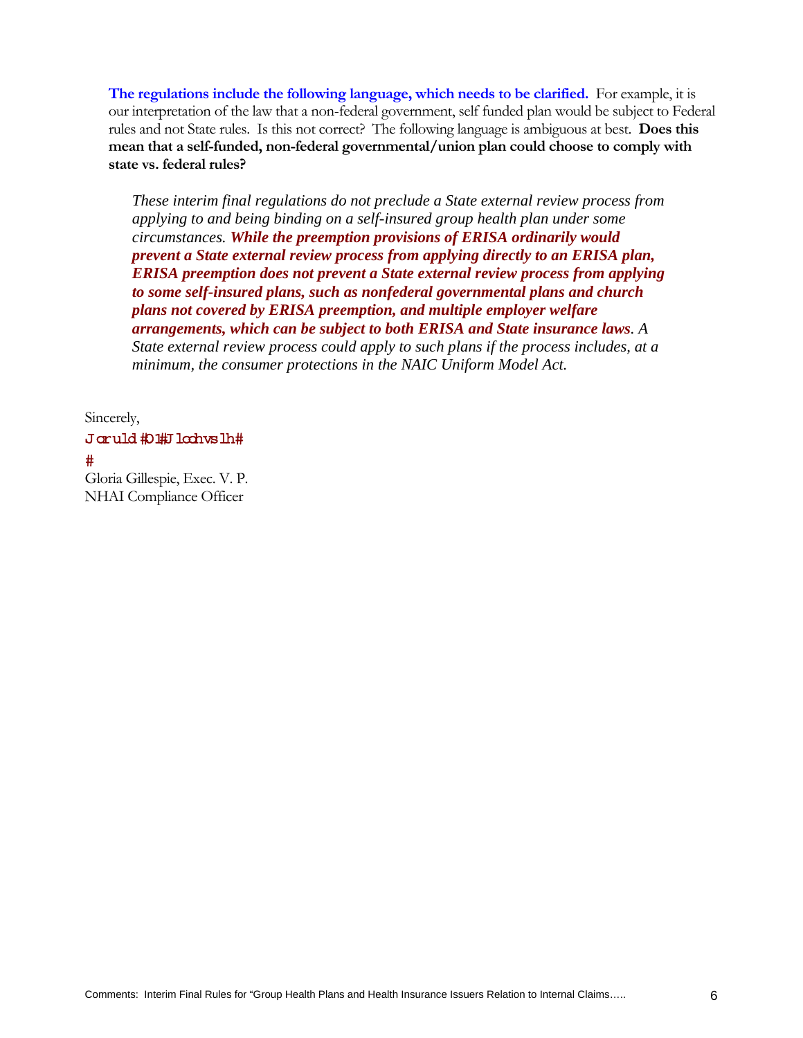**The regulations include the following language, which needs to be clarified.** For example, it is our interpretation of the law that a non-federal government, self funded plan would be subject to Federal rules and not State rules. Is this not correct? The following language is ambiguous at best. **Does this mean that a self-funded, non-federal governmental/union plan could choose to comply with state vs. federal rules?**

> *These interim final regulations do not preclude a State external review process from applying to and being binding on a self-insured group health plan under some circumstances.* ***While the preemption provisions of ERISA ordinarily would prevent a State external review process from applying directly to an ERISA plan, ERISA preemption does not prevent a State external review process from applying to some self-insured plans, such as nonfederal governmental plans and church plans not covered by ERISA preemption, and multiple employer welfare arrangements, which can be subject to both ERISA and State insurance laws****. A State external review process could apply to such plans if the process includes, at a minimum, the consumer protections in the NAIC Uniform Model Act.*

Sincerely,

Joruld#D1#Jlochvslh#

#

Gloria Gillespie, Exec. V. P.
NHAI Compliance Officer